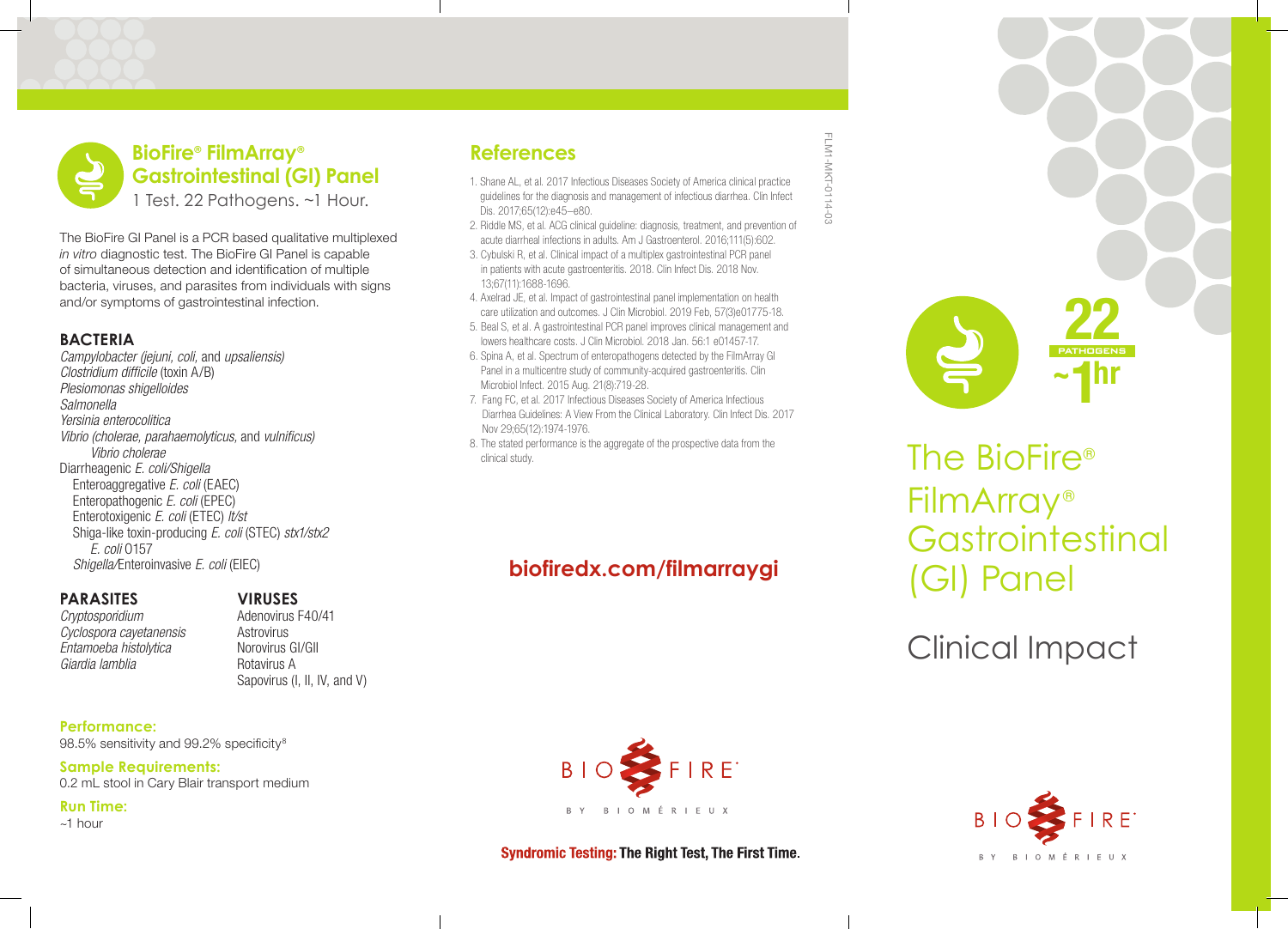## BioFire® FilmArray® Gastrointestinal (GI) Panel

1 Test. 22 Pathogens. ~1 Hour.

The BioFire GI Panel is a PCR based qualitative multiplexed *in vitro* diagnostic test. The BioFire GI Panel is capable of simultaneous detection and identification of multiple bacteria, viruses, and parasites from individuals with signs and/or symptoms of gastrointestinal infection.

### BACTERIA

*Campylobacter (jejuni, coli,* and *upsaliensis)*
*Clostridium difficile* (toxin A/B)
*Plesiomonas shigelloides*
*Salmonella*
*Yersinia enterocolitica*
*Vibrio (cholerae, parahaemolyticus,* and *vulnificus)*
- *Vibrio cholerae*

Diarrheagenic *E. coli/Shigella*
- Enteroaggregative *E. coli* (EAEC)
- Enteropathogenic *E. coli* (EPEC)
- Enterotoxigenic *E. coli* (ETEC) *lt/st*
- Shiga-like toxin-producing *E. coli* (STEC) *stx1/stx2*
  - *E. coli* O157
- *Shigella/*Enteroinvasive *E. coli* (EIEC)

### PARASITES

*Cryptosporidium*
*Cyclospora cayetanensis*
*Entamoeba histolytica*
*Giardia lamblia*

### VIRUSES

Adenovirus F40/41
Astrovirus
Norovirus GI/GII
Rotavirus A
Sapovirus (I, II, IV, and V)

**Performance:**
98.5% sensitivity and 99.2% specificity[8]

**Sample Requirements:**
0.2 mL stool in Cary Blair transport medium

**Run Time:**
~1 hour

## References

1. Shane AL, et al. 2017 Infectious Diseases Society of America clinical practice guidelines for the diagnosis and management of infectious diarrhea. Clin Infect Dis. 2017;65(12):e45–e80.
2. Riddle MS, et al. ACG clinical guideline: diagnosis, treatment, and prevention of acute diarrheal infections in adults. Am J Gastroenterol. 2016;111(5):602.
3. Cybulski R, et al. Clinical impact of a multiplex gastrointestinal PCR panel in patients with acute gastroenteritis. 2018. Clin Infect Dis. 2018 Nov. 13;67(11):1688-1696.
4. Axelrad JE, et al. Impact of gastrointestinal panel implementation on health care utilization and outcomes. J Clin Microbiol. 2019 Feb, 57(3)e01775-18.
5. Beal S, et al. A gastrointestinal PCR panel improves clinical management and lowers healthcare costs. J Clin Microbiol. 2018 Jan. 56:1 e01457-17.
6. Spina A, et al. Spectrum of enteropathogens detected by the FilmArray GI Panel in a multicentre study of community-acquired gastroenteritis. Clin Microbiol Infect. 2015 Aug. 21(8):719-28.
7. Fang FC, et al. 2017 Infectious Diseases Society of America Infectious Diarrhea Guidelines: A View From the Clinical Laboratory. Clin Infect Dis. 2017 Nov 29;65(12):1974-1976.
8. The stated performance is the aggregate of the prospective data from the clinical study.

**biofiredx.com/filmarraygi**

BIOFIRE BY BIOMÉRIEUX

**Syndromic Testing: The Right Test, The First Time.**

FLM1-MKT-0114-03

22 PATHOGENS ~1hr

# The BioFire® FilmArray® Gastrointestinal (GI) Panel

## Clinical Impact

BIOFIRE BY BIOMÉRIEUX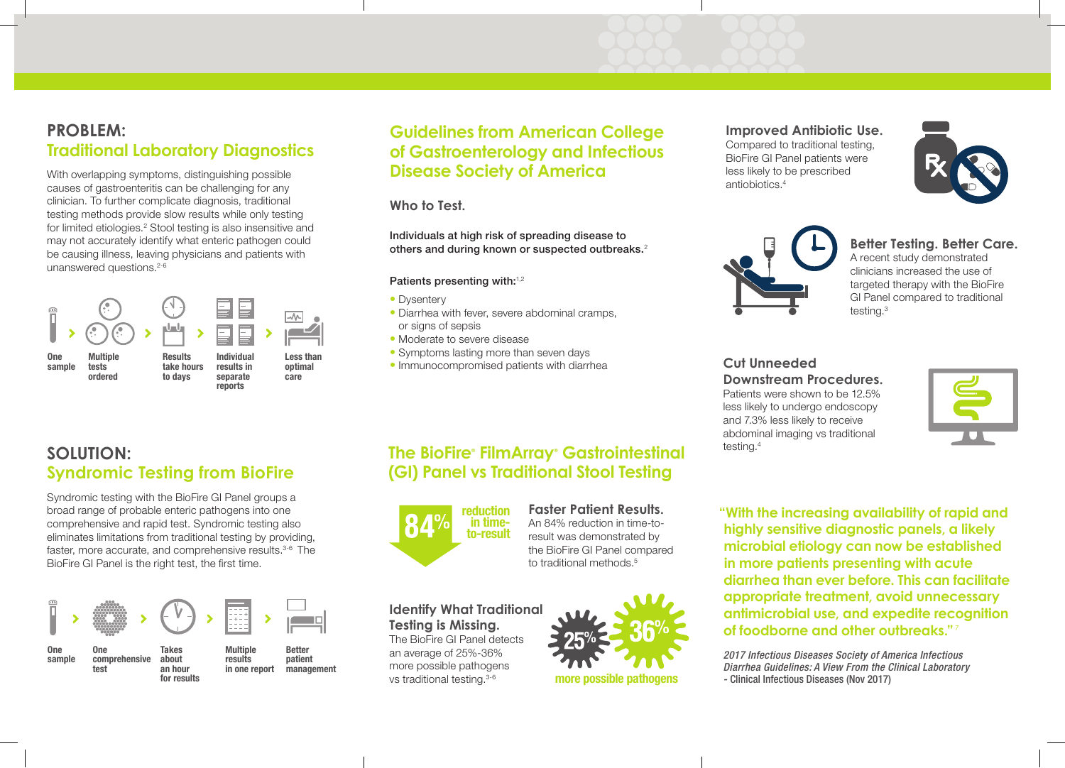## PROBLEM:
## Traditional Laboratory Diagnostics

With overlapping symptoms, distinguishing possible causes of gastroenteritis can be challenging for any clinician. To further complicate diagnosis, traditional testing methods provide slow results while only testing for limited etiologies.[2] Stool testing is also insensitive and may not accurately identify what enteric pathogen could be causing illness, leaving physicians and patients with unanswered questions.[2-6]

One sample › Multiple tests ordered › Results take hours to days › Individual results in separate reports › Less than optimal care

## SOLUTION:
## Syndromic Testing from BioFire

Syndromic testing with the BioFire GI Panel groups a broad range of probable enteric pathogens into one comprehensive and rapid test. Syndromic testing also eliminates limitations from traditional testing by providing, faster, more accurate, and comprehensive results.[3-6] The BioFire GI Panel is the right test, the first time.

One sample › One comprehensive test › Takes about an hour for results › Multiple results in one report › Better patient management

## Guidelines from American College of Gastroenterology and Infectious Disease Society of America

### Who to Test.

**Individuals at high risk of spreading disease to others and during known or suspected outbreaks.**[2]

**Patients presenting with:**[1,2]

- Dysentery
- Diarrhea with fever, severe abdominal cramps, or signs of sepsis
- Moderate to severe disease
- Symptoms lasting more than seven days
- Immunocompromised patients with diarrhea

## The BioFire® FilmArray® Gastrointestinal (GI) Panel vs Traditional Stool Testing

84% reduction in time-to-result

### Faster Patient Results.

An 84% reduction in time-to-result was demonstrated by the BioFire GI Panel compared to traditional methods.[5]

### Identify What Traditional Testing is Missing.

The BioFire GI Panel detects an average of 25%-36% more possible pathogens vs traditional testing.[3-6]

25% 36% more possible pathogens

### Improved Antibiotic Use.

Compared to traditional testing, BioFire GI Panel patients were less likely to be prescribed antibiotics.[4]

### Better Testing. Better Care.

A recent study demonstrated clinicians increased the use of targeted therapy with the BioFire GI Panel compared to traditional testing.[3]

### Cut Unneeded Downstream Procedures.

Patients were shown to be 12.5% less likely to undergo endoscopy and 7.3% less likely to receive abdominal imaging vs traditional testing.[4]

**"With the increasing availability of rapid and highly sensitive diagnostic panels, a likely microbial etiology can now be established in more patients presenting with acute diarrhea than ever before. This can facilitate appropriate treatment, avoid unnecessary antimicrobial use, and expedite recognition of foodborne and other outbreaks."**[7]

*2017 Infectious Diseases Society of America Infectious Diarrhea Guidelines: A View From the Clinical Laboratory*
- Clinical Infectious Diseases (Nov 2017)